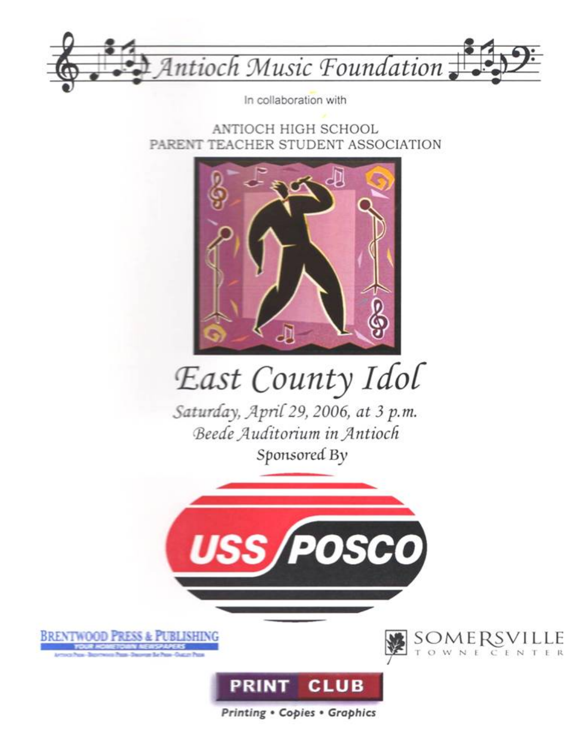# Antioch Music Foundation

In collaboration with

ANTIOCH HIGH SCHOOL
PARENT TEACHER STUDENT ASSOCIATION

# East County Idol

*Saturday, April 29, 2006, at 3 p.m.*

*Beede Auditorium in Antioch*

Sponsored By

USS POSCO

BRENTWOOD PRESS & PUBLISHING
YOUR HOMETOWN NEWSPAPERS

SOMERSVILLE TOWNE CENTER

PRINT CLUB

*Printing • Copies • Graphics*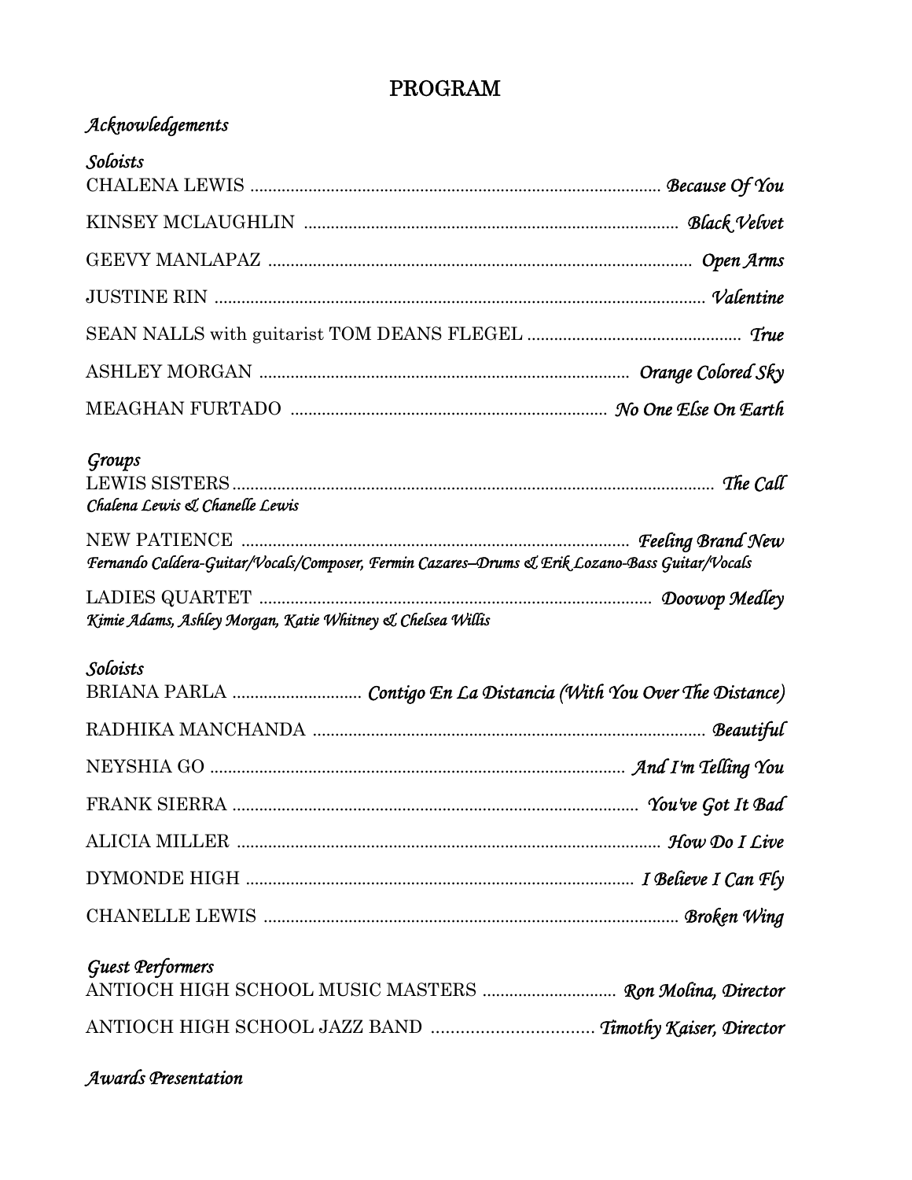# PROGRAM

*Acknowledgements*

*Soloists*

CHALENA LEWIS .................................................. *Because Of You*

KINSEY MCLAUGHLIN .................................................. *Black Velvet*

GEEVY MANLAPAZ .................................................. *Open Arms*

JUSTINE RIN .................................................. *Valentine*

SEAN NALLS with guitarist TOM DEANS FLEGEL .................................................. *True*

ASHLEY MORGAN .................................................. *Orange Colored Sky*

MEAGHAN FURTADO .................................................. *No One Else On Earth*

*Groups*

LEWIS SISTERS .................................................. *The Call*
*Chalena Lewis & Chanelle Lewis*

NEW PATIENCE .................................................. *Feeling Brand New*
*Fernando Caldera-Guitar/Vocals/Composer, Fermin Cazares–Drums & Erik Lozano-Bass Guitar/Vocals*

LADIES QUARTET .................................................. *Doowop Medley*
*Kimie Adams, Ashley Morgan, Katie Whitney & Chelsea Willis*

*Soloists*

BRIANA PARLA .................................................. *Contigo En La Distancia (With You Over The Distance)*

RADHIKA MANCHANDA .................................................. *Beautiful*

NEYSHIA GO .................................................. *And I'm Telling You*

FRANK SIERRA .................................................. *You've Got It Bad*

ALICIA MILLER .................................................. *How Do I Live*

DYMONDE HIGH .................................................. *I Believe I Can Fly*

CHANELLE LEWIS .................................................. *Broken Wing*

*Guest Performers*

ANTIOCH HIGH SCHOOL MUSIC MASTERS .................................................. *Ron Molina, Director*

ANTIOCH HIGH SCHOOL JAZZ BAND .................................................. *Timothy Kaiser, Director*

*Awards Presentation*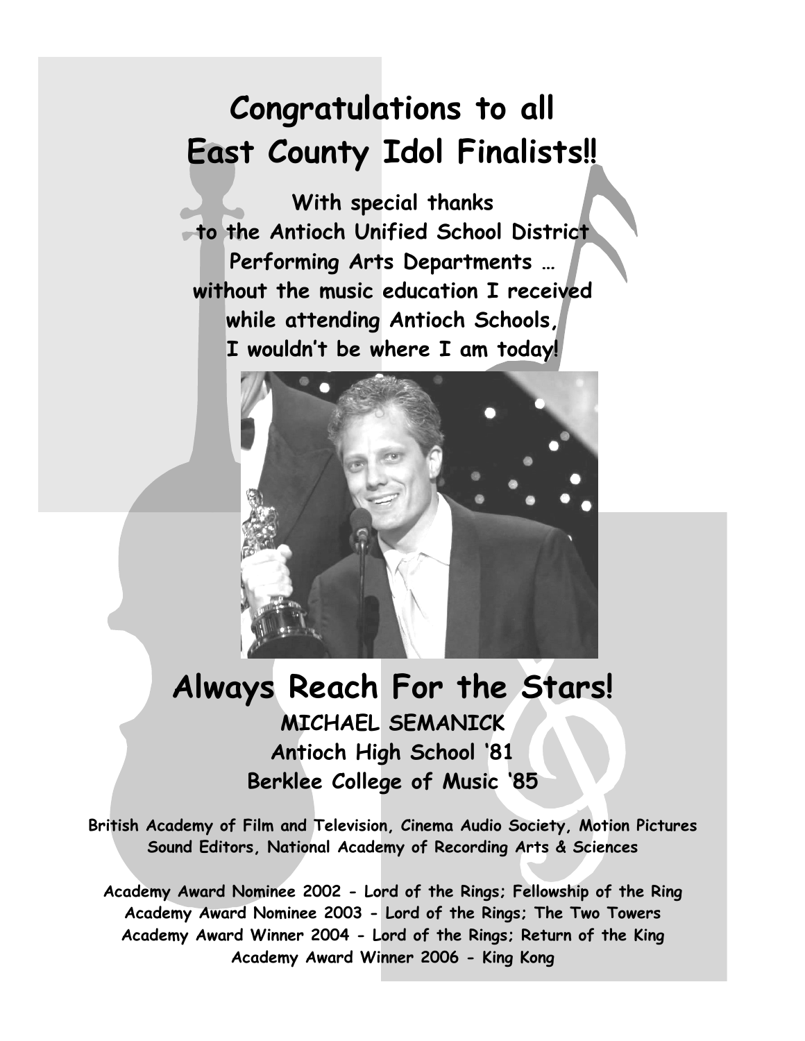# Congratulations to all East County Idol Finalists!!

**With special thanks**
**to the Antioch Unified School District**
**Performing Arts Departments …**
**without the music education I received**
**while attending Antioch Schools,**
**I wouldn't be where I am today!**

# Always Reach For the Stars!

**MICHAEL SEMANICK**
**Antioch High School '81**
**Berklee College of Music '85**

**British Academy of Film and Television, Cinema Audio Society, Motion Pictures Sound Editors, National Academy of Recording Arts & Sciences**

**Academy Award Nominee 2002 - Lord of the Rings; Fellowship of the Ring**
**Academy Award Nominee 2003 - Lord of the Rings; The Two Towers**
**Academy Award Winner 2004 - Lord of the Rings; Return of the King**
**Academy Award Winner 2006 - King Kong**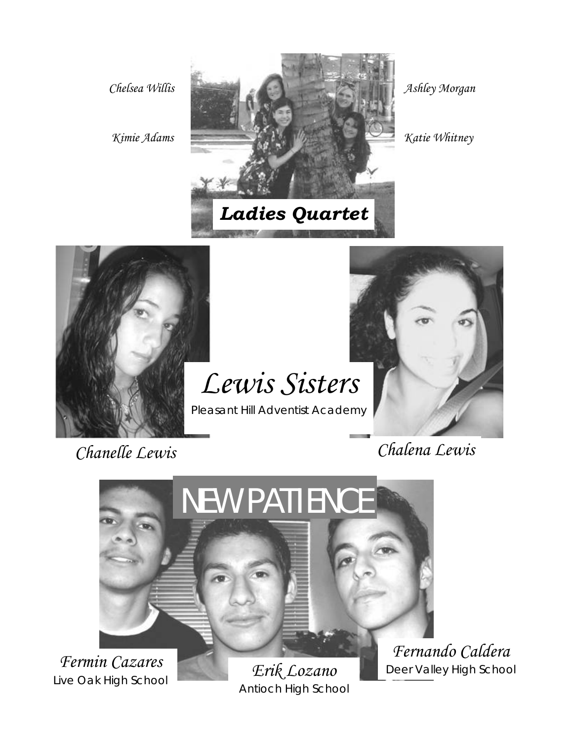Chelsea Willis

Kimie Adams

Ashley Morgan

Katie Whitney

***Ladies Quartet***

*Lewis Sisters*

Pleasant Hill Adventist Academy

*Chanelle Lewis*

*Chalena Lewis*

NEW PATIENCE

*Fermin Cazares*
Live Oak High School

*Erik Lozano*
Antioch High School

*Fernando Caldera*
Deer Valley High School